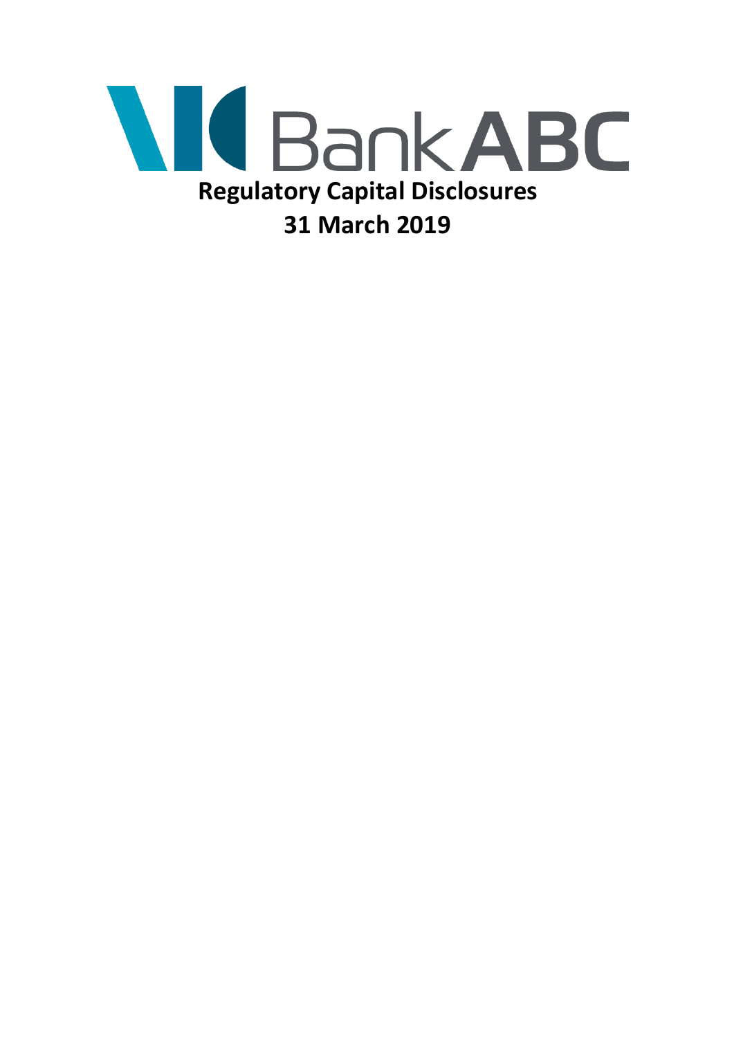# Bank ABC

# Regulatory Capital Disclosures

# 31 March 2019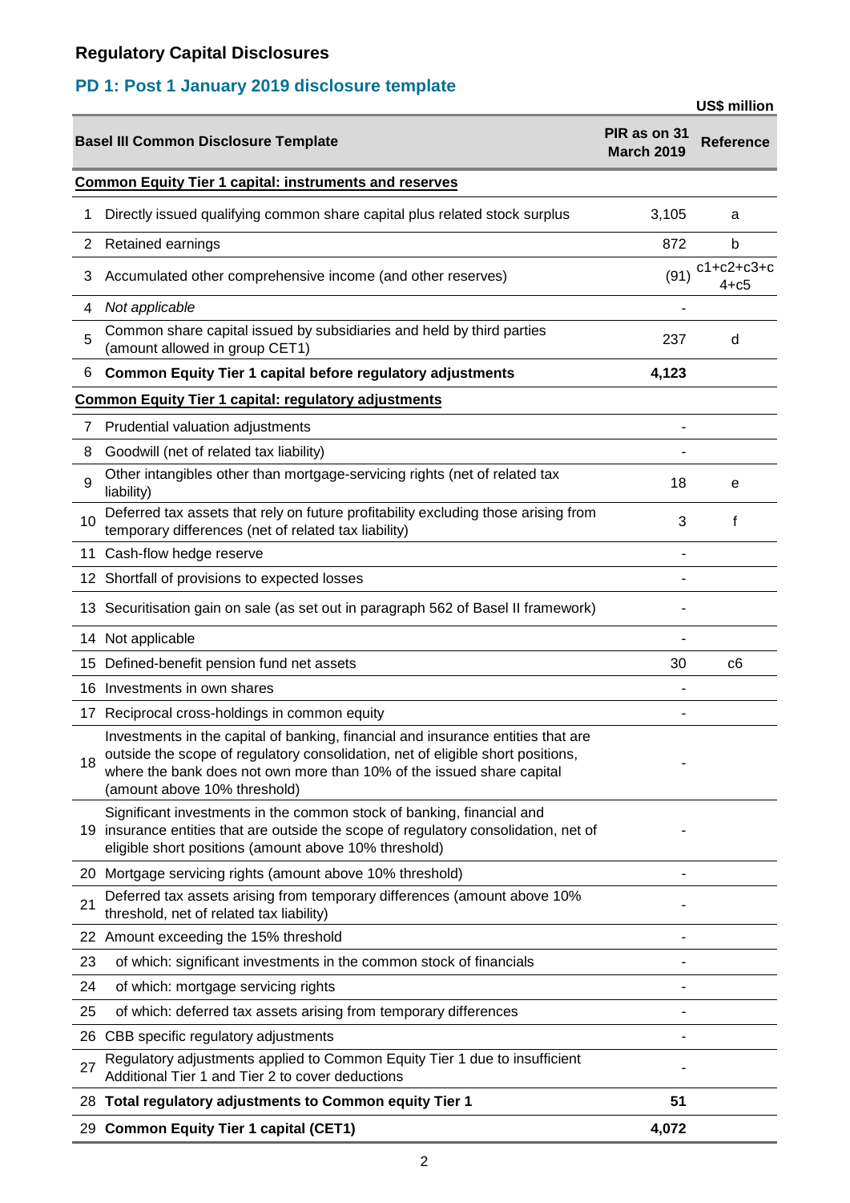## Regulatory Capital Disclosures

### PD 1: Post 1 January 2019 disclosure template

US$ million

| | Basel III Common Disclosure Template | PIR as on 31 March 2019 | Reference |
|---|---|---|---|
| | **Common Equity Tier 1 capital: instruments and reserves** | | |
| 1 | Directly issued qualifying common share capital plus related stock surplus | 3,105 | a |
| 2 | Retained earnings | 872 | b |
| 3 | Accumulated other comprehensive income (and other reserves) | (91) | c1+c2+c3+c4+c5 |
| 4 | *Not applicable* | - | |
| 5 | Common share capital issued by subsidiaries and held by third parties (amount allowed in group CET1) | 237 | d |
| 6 | **Common Equity Tier 1 capital before regulatory adjustments** | **4,123** | |
| | **Common Equity Tier 1 capital: regulatory adjustments** | | |
| 7 | Prudential valuation adjustments | - | |
| 8 | Goodwill (net of related tax liability) | - | |
| 9 | Other intangibles other than mortgage-servicing rights (net of related tax liability) | 18 | e |
| 10 | Deferred tax assets that rely on future profitability excluding those arising from temporary differences (net of related tax liability) | 3 | f |
| 11 | Cash-flow hedge reserve | - | |
| 12 | Shortfall of provisions to expected losses | - | |
| 13 | Securitisation gain on sale (as set out in paragraph 562 of Basel II framework) | - | |
| 14 | Not applicable | - | |
| 15 | Defined-benefit pension fund net assets | 30 | c6 |
| 16 | Investments in own shares | - | |
| 17 | Reciprocal cross-holdings in common equity | - | |
| 18 | Investments in the capital of banking, financial and insurance entities that are outside the scope of regulatory consolidation, net of eligible short positions, where the bank does not own more than 10% of the issued share capital (amount above 10% threshold) | - | |
| 19 | Significant investments in the common stock of banking, financial and insurance entities that are outside the scope of regulatory consolidation, net of eligible short positions (amount above 10% threshold) | - | |
| 20 | Mortgage servicing rights (amount above 10% threshold) | - | |
| 21 | Deferred tax assets arising from temporary differences (amount above 10% threshold, net of related tax liability) | - | |
| 22 | Amount exceeding the 15% threshold | - | |
| 23 | of which: significant investments in the common stock of financials | - | |
| 24 | of which: mortgage servicing rights | - | |
| 25 | of which: deferred tax assets arising from temporary differences | - | |
| 26 | CBB specific regulatory adjustments | - | |
| 27 | Regulatory adjustments applied to Common Equity Tier 1 due to insufficient Additional Tier 1 and Tier 2 to cover deductions | - | |
| 28 | **Total regulatory adjustments to Common equity Tier 1** | **51** | |
| 29 | **Common Equity Tier 1 capital (CET1)** | **4,072** | |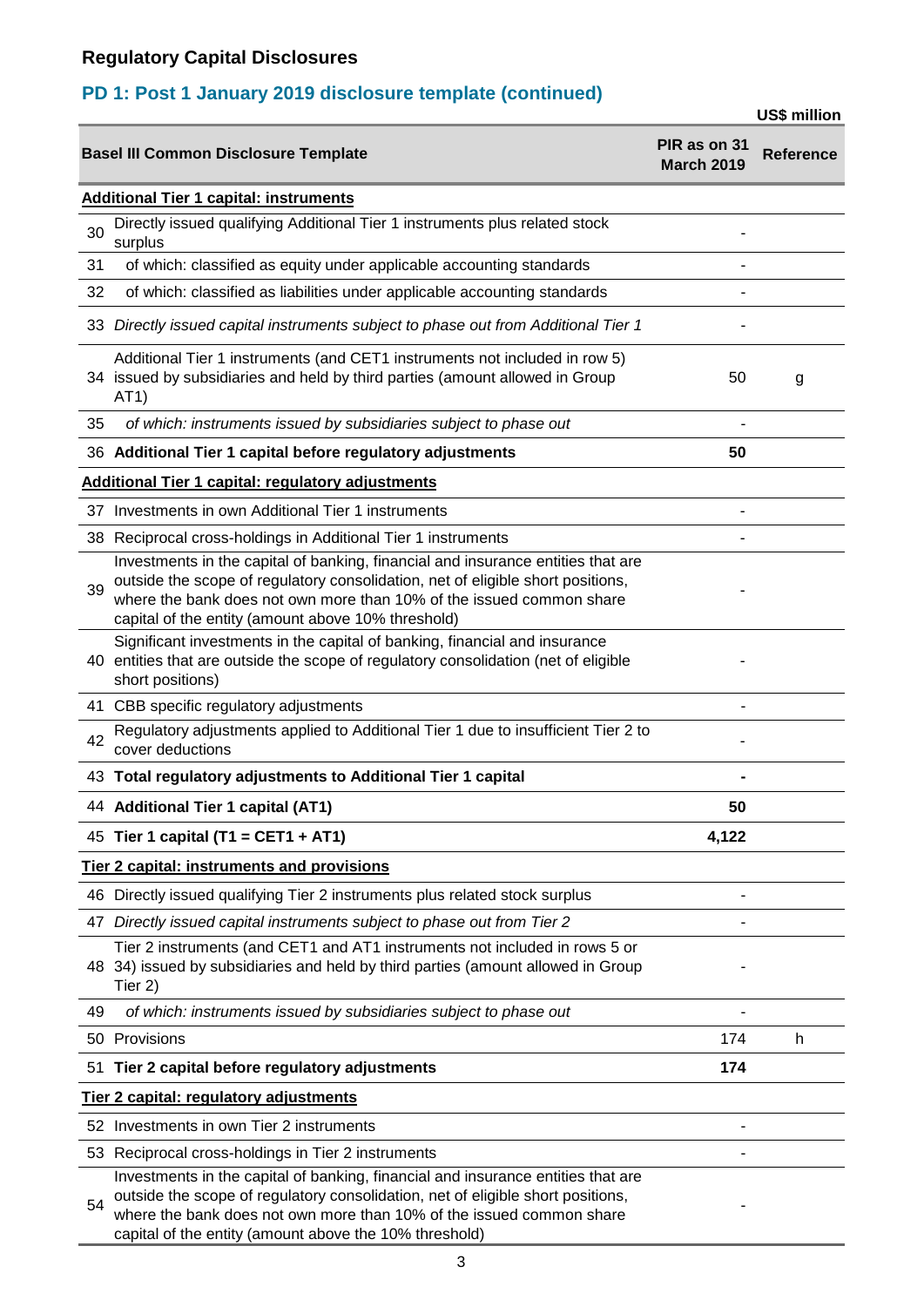## Regulatory Capital Disclosures

### PD 1: Post 1 January 2019 disclosure template (continued)

US$ million

| | Basel III Common Disclosure Template | PIR as on 31 March 2019 | Reference |
|---|---|---|---|
| | **Additional Tier 1 capital: instruments** | | |
| 30 | Directly issued qualifying Additional Tier 1 instruments plus related stock surplus | - | |
| 31 | of which: classified as equity under applicable accounting standards | - | |
| 32 | of which: classified as liabilities under applicable accounting standards | - | |
| 33 | *Directly issued capital instruments subject to phase out from Additional Tier 1* | - | |
| 34 | Additional Tier 1 instruments (and CET1 instruments not included in row 5) issued by subsidiaries and held by third parties (amount allowed in Group AT1) | 50 | g |
| 35 | *of which: instruments issued by subsidiaries subject to phase out* | - | |
| 36 | **Additional Tier 1 capital before regulatory adjustments** | **50** | |
| | **Additional Tier 1 capital: regulatory adjustments** | | |
| 37 | Investments in own Additional Tier 1 instruments | - | |
| 38 | Reciprocal cross-holdings in Additional Tier 1 instruments | - | |
| 39 | Investments in the capital of banking, financial and insurance entities that are outside the scope of regulatory consolidation, net of eligible short positions, where the bank does not own more than 10% of the issued common share capital of the entity (amount above 10% threshold) | - | |
| 40 | Significant investments in the capital of banking, financial and insurance entities that are outside the scope of regulatory consolidation (net of eligible short positions) | - | |
| 41 | CBB specific regulatory adjustments | - | |
| 42 | Regulatory adjustments applied to Additional Tier 1 due to insufficient Tier 2 to cover deductions | - | |
| 43 | **Total regulatory adjustments to Additional Tier 1 capital** | **-** | |
| 44 | **Additional Tier 1 capital (AT1)** | **50** | |
| 45 | **Tier 1 capital (T1 = CET1 + AT1)** | **4,122** | |
| | **Tier 2 capital: instruments and provisions** | | |
| 46 | Directly issued qualifying Tier 2 instruments plus related stock surplus | - | |
| 47 | *Directly issued capital instruments subject to phase out from Tier 2* | - | |
| 48 | Tier 2 instruments (and CET1 and AT1 instruments not included in rows 5 or 34) issued by subsidiaries and held by third parties (amount allowed in Group Tier 2) | - | |
| 49 | *of which: instruments issued by subsidiaries subject to phase out* | - | |
| 50 | Provisions | 174 | h |
| 51 | **Tier 2 capital before regulatory adjustments** | **174** | |
| | **Tier 2 capital: regulatory adjustments** | | |
| 52 | Investments in own Tier 2 instruments | - | |
| 53 | Reciprocal cross-holdings in Tier 2 instruments | - | |
| 54 | Investments in the capital of banking, financial and insurance entities that are outside the scope of regulatory consolidation, net of eligible short positions, where the bank does not own more than 10% of the issued common share capital of the entity (amount above the 10% threshold) | - | |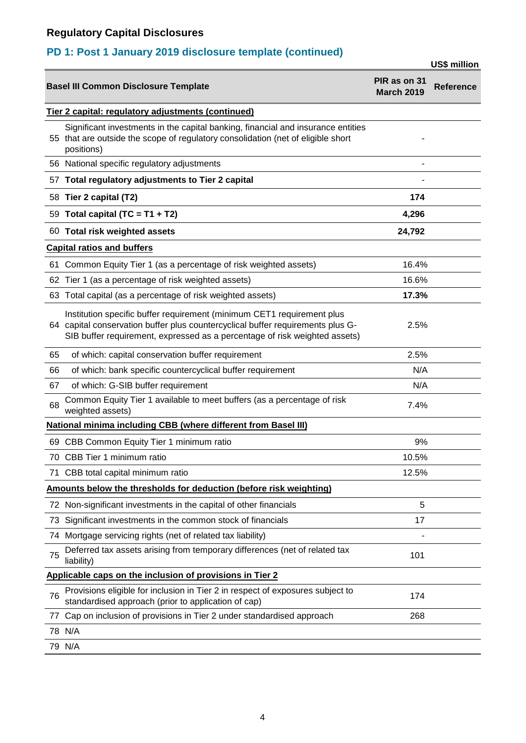## Regulatory Capital Disclosures

### PD 1: Post 1 January 2019 disclosure template (continued)

US$ million

| | Basel III Common Disclosure Template | PIR as on 31 March 2019 | Reference |
|---|---|---|---|
| | **Tier 2 capital: regulatory adjustments (continued)** | | |
| 55 | Significant investments in the capital banking, financial and insurance entities that are outside the scope of regulatory consolidation (net of eligible short positions) | - | |
| 56 | National specific regulatory adjustments | - | |
| 57 | **Total regulatory adjustments to Tier 2 capital** | - | |
| 58 | **Tier 2 capital (T2)** | **174** | |
| 59 | **Total capital (TC = T1 + T2)** | **4,296** | |
| 60 | **Total risk weighted assets** | **24,792** | |
| | **Capital ratios and buffers** | | |
| 61 | Common Equity Tier 1 (as a percentage of risk weighted assets) | 16.4% | |
| 62 | Tier 1 (as a percentage of risk weighted assets) | 16.6% | |
| 63 | Total capital (as a percentage of risk weighted assets) | **17.3%** | |
| 64 | Institution specific buffer requirement (minimum CET1 requirement plus capital conservation buffer plus countercyclical buffer requirements plus G-SIB buffer requirement, expressed as a percentage of risk weighted assets) | 2.5% | |
| 65 | of which: capital conservation buffer requirement | 2.5% | |
| 66 | of which: bank specific countercyclical buffer requirement | N/A | |
| 67 | of which: G-SIB buffer requirement | N/A | |
| 68 | Common Equity Tier 1 available to meet buffers (as a percentage of risk weighted assets) | 7.4% | |
| | **National minima including CBB (where different from Basel III)** | | |
| 69 | CBB Common Equity Tier 1 minimum ratio | 9% | |
| 70 | CBB Tier 1 minimum ratio | 10.5% | |
| 71 | CBB total capital minimum ratio | 12.5% | |
| | **Amounts below the thresholds for deduction (before risk weighting)** | | |
| 72 | Non-significant investments in the capital of other financials | 5 | |
| 73 | Significant investments in the common stock of financials | 17 | |
| 74 | Mortgage servicing rights (net of related tax liability) | - | |
| 75 | Deferred tax assets arising from temporary differences (net of related tax liability) | 101 | |
| | **Applicable caps on the inclusion of provisions in Tier 2** | | |
| 76 | Provisions eligible for inclusion in Tier 2 in respect of exposures subject to standardised approach (prior to application of cap) | 174 | |
| 77 | Cap on inclusion of provisions in Tier 2 under standardised approach | 268 | |
| 78 | N/A | | |
| 79 | N/A | | |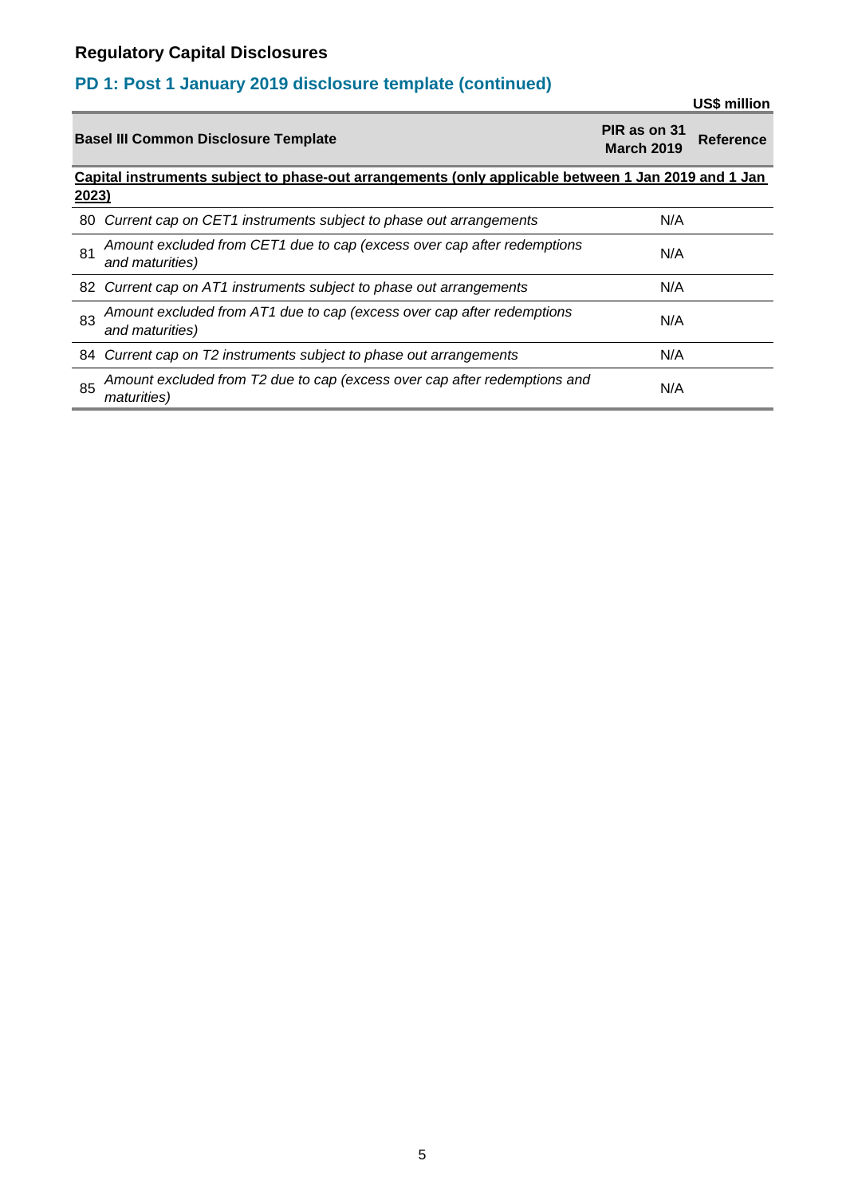## Regulatory Capital Disclosures

### PD 1: Post 1 January 2019 disclosure template (continued)

US$ million

| | Basel III Common Disclosure Template | PIR as on 31 March 2019 | Reference |
|---|---|---|---|
| | **<u>Capital instruments subject to phase-out arrangements (only applicable between 1 Jan 2019 and 1 Jan 2023)</u>** | | |
| 80 | *Current cap on CET1 instruments subject to phase out arrangements* | N/A | |
| 81 | *Amount excluded from CET1 due to cap (excess over cap after redemptions and maturities)* | N/A | |
| 82 | *Current cap on AT1 instruments subject to phase out arrangements* | N/A | |
| 83 | *Amount excluded from AT1 due to cap (excess over cap after redemptions and maturities)* | N/A | |
| 84 | *Current cap on T2 instruments subject to phase out arrangements* | N/A | |
| 85 | *Amount excluded from T2 due to cap (excess over cap after redemptions and maturities)* | N/A | |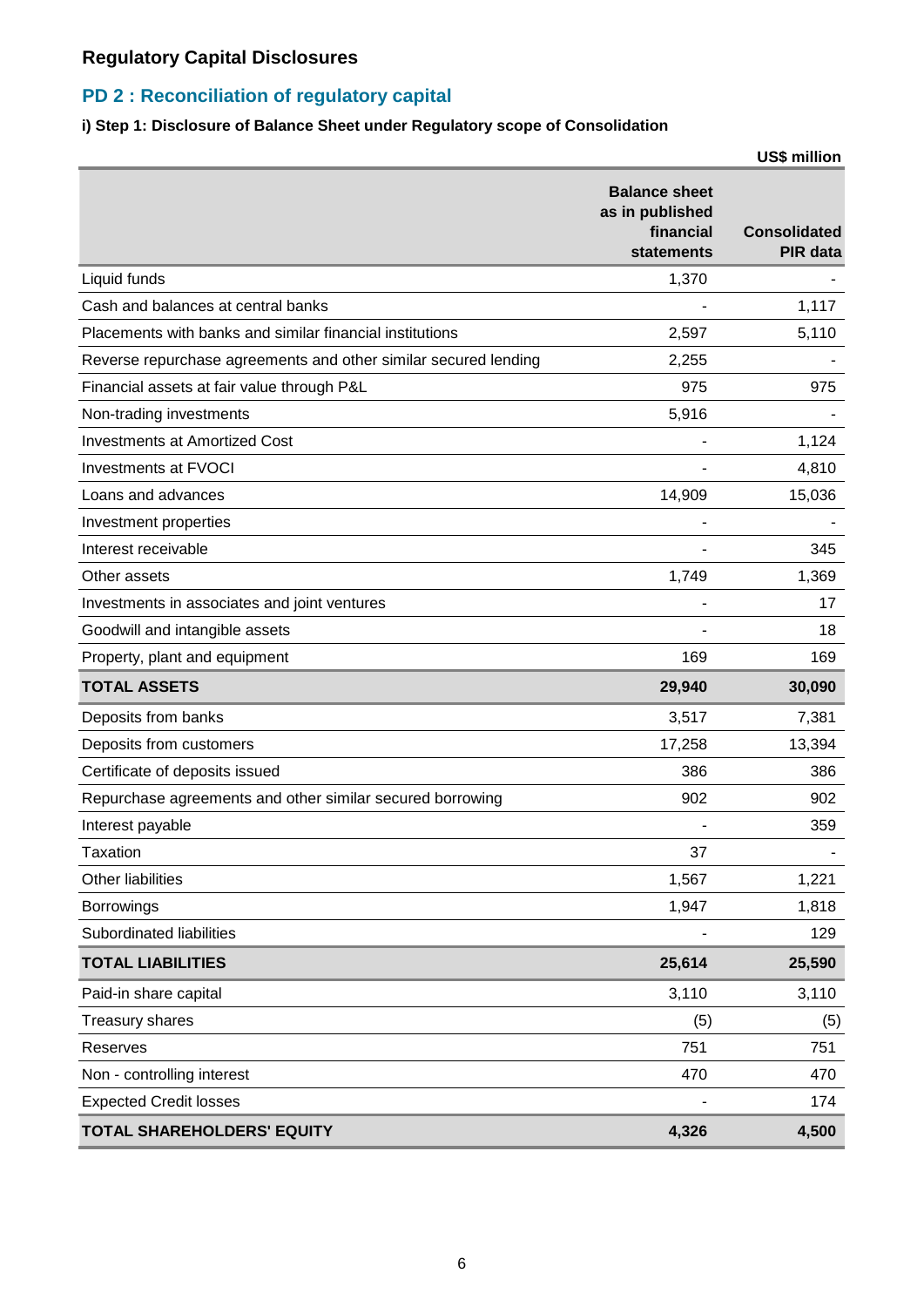## Regulatory Capital Disclosures

## PD 2 : Reconciliation of regulatory capital

### i) Step 1: Disclosure of Balance Sheet under Regulatory scope of Consolidation

US$ million

| | Balance sheet as in published financial statements | Consolidated PIR data |
|---|---|---|
| Liquid funds | 1,370 | - |
| Cash and balances at central banks | - | 1,117 |
| Placements with banks and similar financial institutions | 2,597 | 5,110 |
| Reverse repurchase agreements and other similar secured lending | 2,255 | - |
| Financial assets at fair value through P&L | 975 | 975 |
| Non-trading investments | 5,916 | - |
| Investments at Amortized Cost | - | 1,124 |
| Investments at FVOCI | - | 4,810 |
| Loans and advances | 14,909 | 15,036 |
| Investment properties | - | - |
| Interest receivable | - | 345 |
| Other assets | 1,749 | 1,369 |
| Investments in associates and joint ventures | - | 17 |
| Goodwill and intangible assets | - | 18 |
| Property, plant and equipment | 169 | 169 |
| **TOTAL ASSETS** | **29,940** | **30,090** |
| Deposits from banks | 3,517 | 7,381 |
| Deposits from customers | 17,258 | 13,394 |
| Certificate of deposits issued | 386 | 386 |
| Repurchase agreements and other similar secured borrowing | 902 | 902 |
| Interest payable | - | 359 |
| Taxation | 37 | - |
| Other liabilities | 1,567 | 1,221 |
| Borrowings | 1,947 | 1,818 |
| Subordinated liabilities | - | 129 |
| **TOTAL LIABILITIES** | **25,614** | **25,590** |
| Paid-in share capital | 3,110 | 3,110 |
| Treasury shares | (5) | (5) |
| Reserves | 751 | 751 |
| Non - controlling interest | 470 | 470 |
| Expected Credit losses | - | 174 |
| **TOTAL SHAREHOLDERS' EQUITY** | **4,326** | **4,500** |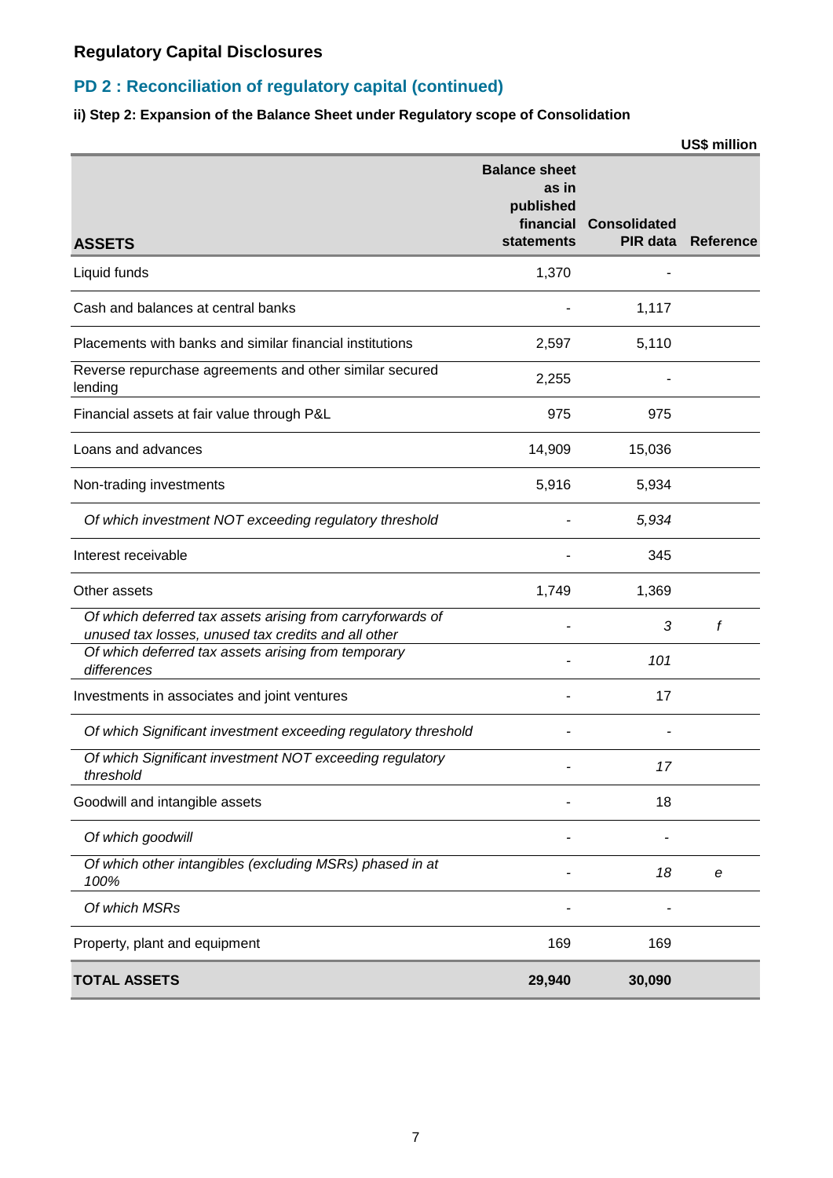## Regulatory Capital Disclosures

## PD 2 : Reconciliation of regulatory capital (continued)

**ii) Step 2: Expansion of the Balance Sheet under Regulatory scope of Consolidation**

US$ million

| ASSETS | Balance sheet as in published financial statements | Consolidated PIR data | Reference |
|---|---|---|---|
| Liquid funds | 1,370 | - | |
| Cash and balances at central banks | - | 1,117 | |
| Placements with banks and similar financial institutions | 2,597 | 5,110 | |
| Reverse repurchase agreements and other similar secured lending | 2,255 | - | |
| Financial assets at fair value through P&L | 975 | 975 | |
| Loans and advances | 14,909 | 15,036 | |
| Non-trading investments | 5,916 | 5,934 | |
| *Of which investment NOT exceeding regulatory threshold* | - | *5,934* | |
| Interest receivable | - | 345 | |
| Other assets | 1,749 | 1,369 | |
| *Of which deferred tax assets arising from carryforwards of unused tax losses, unused tax credits and all other* | - | *3* | *f* |
| *Of which deferred tax assets arising from temporary differences* | - | *101* | |
| Investments in associates and joint ventures | - | 17 | |
| *Of which Significant investment exceeding regulatory threshold* | - | - | |
| *Of which Significant investment NOT exceeding regulatory threshold* | - | *17* | |
| Goodwill and intangible assets | - | 18 | |
| *Of which goodwill* | - | - | |
| *Of which other intangibles (excluding MSRs) phased in at 100%* | - | *18* | *e* |
| *Of which MSRs* | - | - | |
| Property, plant and equipment | 169 | 169 | |
| **TOTAL ASSETS** | **29,940** | **30,090** | |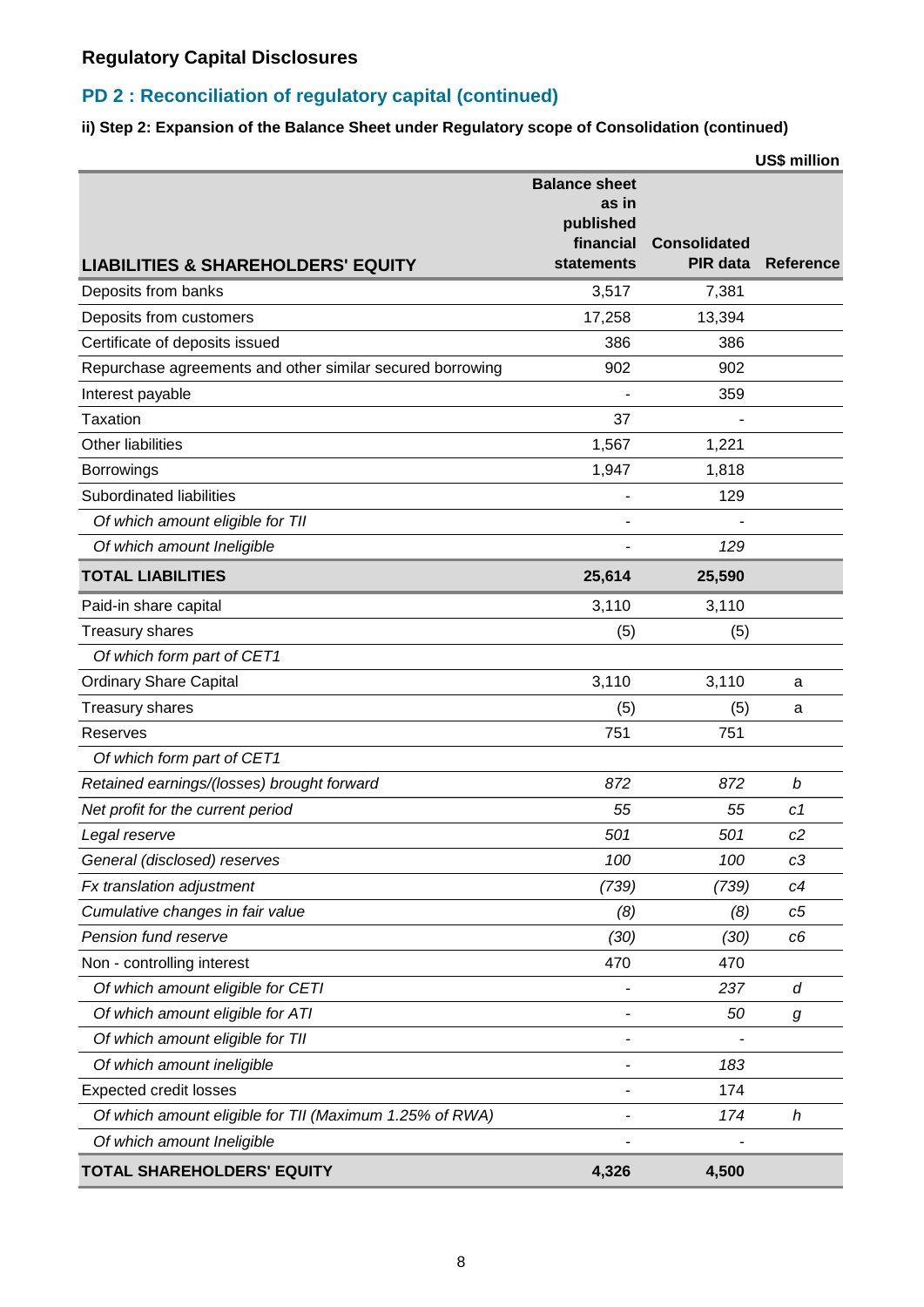## Regulatory Capital Disclosures

## PD 2 : Reconciliation of regulatory capital (continued)

**ii) Step 2: Expansion of the Balance Sheet under Regulatory scope of Consolidation (continued)**

US$ million

| LIABILITIES & SHAREHOLDERS' EQUITY | Balance sheet as in published financial statements | Consolidated PIR data | Reference |
|---|---|---|---|
| Deposits from banks | 3,517 | 7,381 | |
| Deposits from customers | 17,258 | 13,394 | |
| Certificate of deposits issued | 386 | 386 | |
| Repurchase agreements and other similar secured borrowing | 902 | 902 | |
| Interest payable | - | 359 | |
| Taxation | 37 | - | |
| Other liabilities | 1,567 | 1,221 | |
| Borrowings | 1,947 | 1,818 | |
| Subordinated liabilities | - | 129 | |
| *Of which amount eligible for TII* | - | - | |
| *Of which amount Ineligible* | - | *129* | |
| **TOTAL LIABILITIES** | **25,614** | **25,590** | |
| Paid-in share capital | 3,110 | 3,110 | |
| Treasury shares | (5) | (5) | |
| *Of which form part of CET1* | | | |
| Ordinary Share Capital | 3,110 | 3,110 | a |
| Treasury shares | (5) | (5) | a |
| Reserves | 751 | 751 | |
| *Of which form part of CET1* | | | |
| *Retained earnings/(losses) brought forward* | *872* | *872* | *b* |
| *Net profit for the current period* | *55* | *55* | *c1* |
| *Legal reserve* | *501* | *501* | *c2* |
| *General (disclosed) reserves* | *100* | *100* | *c3* |
| *Fx translation adjustment* | *(739)* | *(739)* | *c4* |
| *Cumulative changes in fair value* | *(8)* | *(8)* | *c5* |
| *Pension fund reserve* | *(30)* | *(30)* | *c6* |
| Non - controlling interest | 470 | 470 | |
| *Of which amount eligible for CETI* | - | *237* | *d* |
| *Of which amount eligible for ATI* | - | *50* | *g* |
| *Of which amount eligible for TII* | - | - | |
| *Of which amount ineligible* | - | *183* | |
| Expected credit losses | - | 174 | |
| *Of which amount eligible for TII (Maximum 1.25% of RWA)* | - | *174* | *h* |
| *Of which amount Ineligible* | - | - | |
| **TOTAL SHAREHOLDERS' EQUITY** | **4,326** | **4,500** | |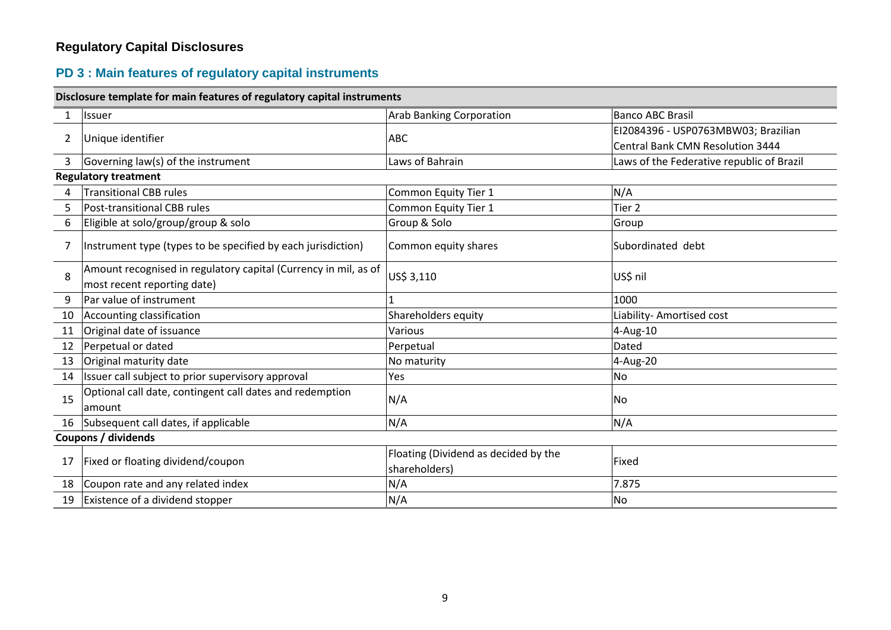## Regulatory Capital Disclosures

### PD 3 : Main features of regulatory capital instruments

| Disclosure template for main features of regulatory capital instruments | | | |
|---|---|---|---|
| 1 | Issuer | Arab Banking Corporation | Banco ABC Brasil |
| 2 | Unique identifier | ABC | EI2084396 - USP0763MBW03; Brazilian Central Bank CMN Resolution 3444 |
| 3 | Governing law(s) of the instrument | Laws of Bahrain | Laws of the Federative republic of Brazil |
| **Regulatory treatment** | | | |
| 4 | Transitional CBB rules | Common Equity Tier 1 | N/A |
| 5 | Post-transitional CBB rules | Common Equity Tier 1 | Tier 2 |
| 6 | Eligible at solo/group/group & solo | Group & Solo | Group |
| 7 | Instrument type (types to be specified by each jurisdiction) | Common equity shares | Subordinated debt |
| 8 | Amount recognised in regulatory capital (Currency in mil, as of most recent reporting date) | US$ 3,110 | US$ nil |
| 9 | Par value of instrument | 1 | 1000 |
| 10 | Accounting classification | Shareholders equity | Liability- Amortised cost |
| 11 | Original date of issuance | Various | 4-Aug-10 |
| 12 | Perpetual or dated | Perpetual | Dated |
| 13 | Original maturity date | No maturity | 4-Aug-20 |
| 14 | Issuer call subject to prior supervisory approval | Yes | No |
| 15 | Optional call date, contingent call dates and redemption amount | N/A | No |
| 16 | Subsequent call dates, if applicable | N/A | N/A |
| **Coupons / dividends** | | | |
| 17 | Fixed or floating dividend/coupon | Floating (Dividend as decided by the shareholders) | Fixed |
| 18 | Coupon rate and any related index | N/A | 7.875 |
| 19 | Existence of a dividend stopper | N/A | No |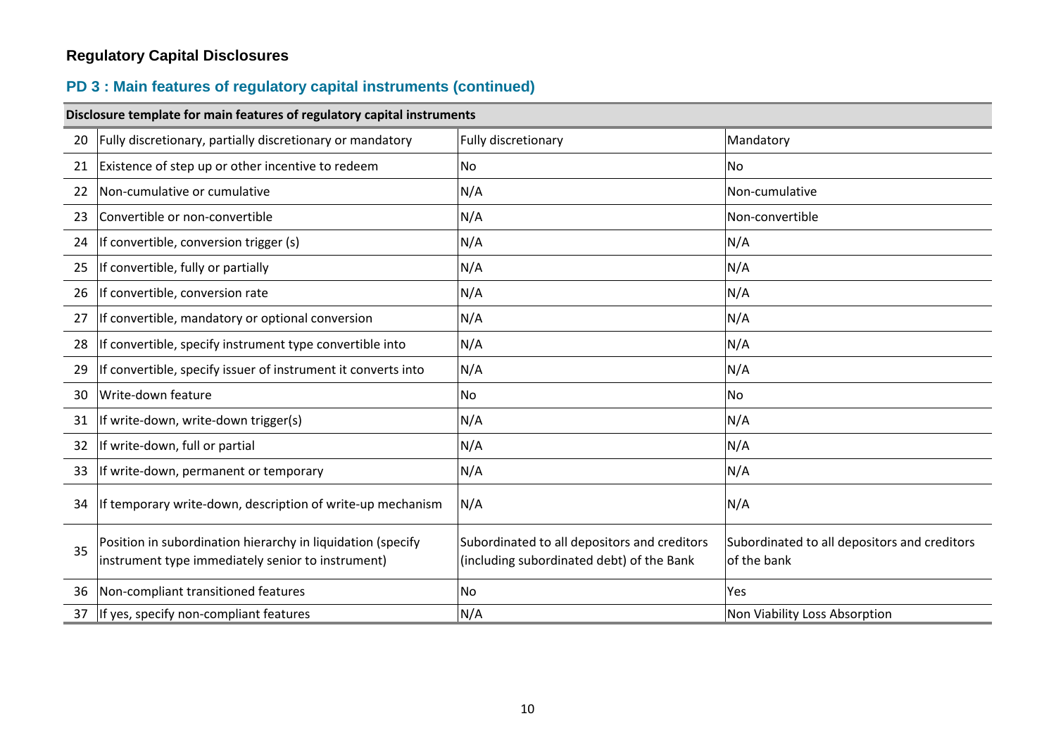## Regulatory Capital Disclosures

### PD 3 : Main features of regulatory capital instruments (continued)

| Disclosure template for main features of regulatory capital instruments | | | |
|---|---|---|---|
| 20 | Fully discretionary, partially discretionary or mandatory | Fully discretionary | Mandatory |
| 21 | Existence of step up or other incentive to redeem | No | No |
| 22 | Non-cumulative or cumulative | N/A | Non-cumulative |
| 23 | Convertible or non-convertible | N/A | Non-convertible |
| 24 | If convertible, conversion trigger (s) | N/A | N/A |
| 25 | If convertible, fully or partially | N/A | N/A |
| 26 | If convertible, conversion rate | N/A | N/A |
| 27 | If convertible, mandatory or optional conversion | N/A | N/A |
| 28 | If convertible, specify instrument type convertible into | N/A | N/A |
| 29 | If convertible, specify issuer of instrument it converts into | N/A | N/A |
| 30 | Write-down feature | No | No |
| 31 | If write-down, write-down trigger(s) | N/A | N/A |
| 32 | If write-down, full or partial | N/A | N/A |
| 33 | If write-down, permanent or temporary | N/A | N/A |
| 34 | If temporary write-down, description of write-up mechanism | N/A | N/A |
| 35 | Position in subordination hierarchy in liquidation (specify instrument type immediately senior to instrument) | Subordinated to all depositors and creditors (including subordinated debt) of the Bank | Subordinated to all depositors and creditors of the bank |
| 36 | Non-compliant transitioned features | No | Yes |
| 37 | If yes, specify non-compliant features | N/A | Non Viability Loss Absorption |